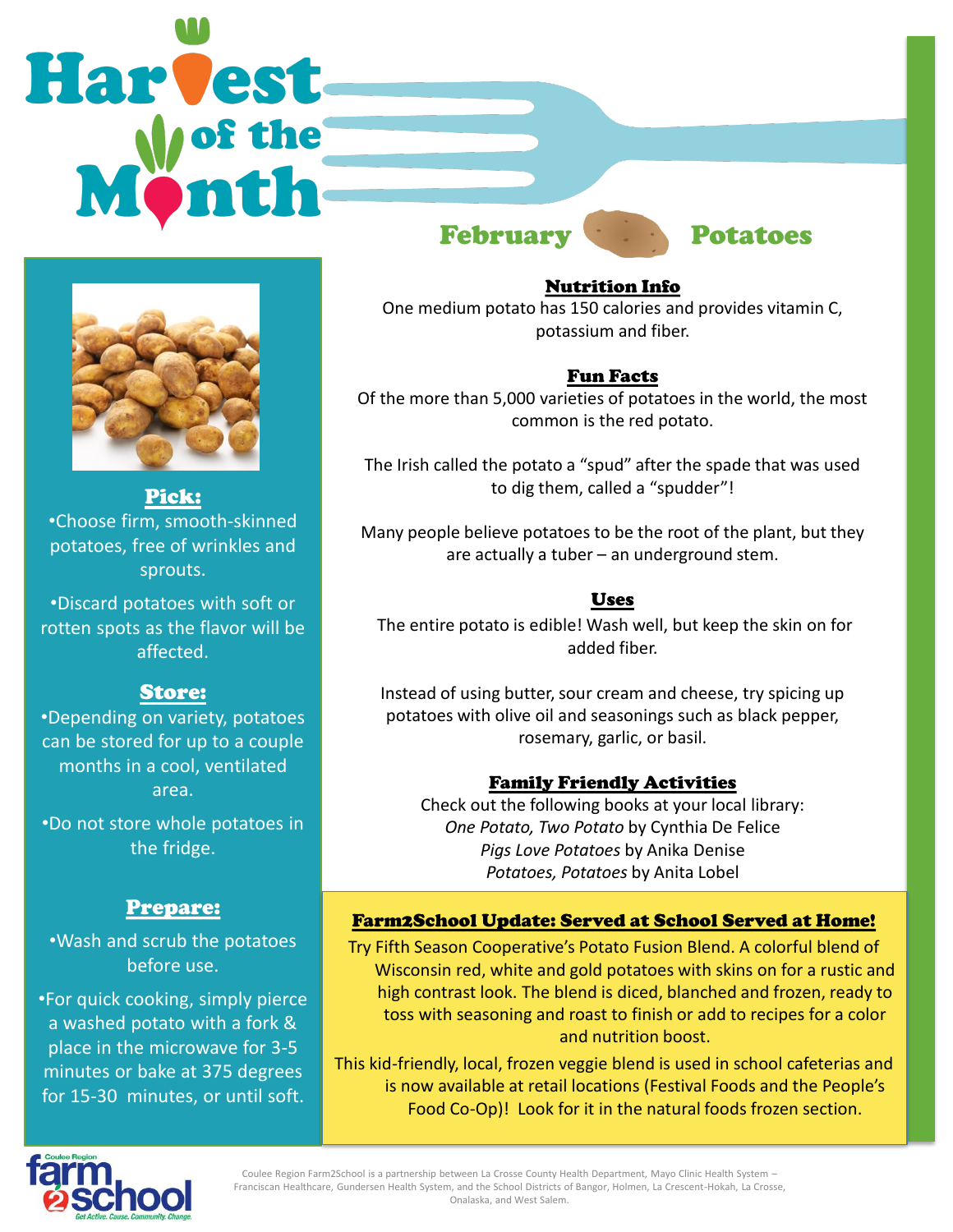# Harvest of the Month

## February Potatoes

### Pick:

- Choose firm, smooth-skinned potatoes, free of wrinkles and sprouts.
- Discard potatoes with soft or rotten spots as the flavor will be affected.

### Store:

- Depending on variety, potatoes can be stored for up to a couple months in a cool, ventilated area.
- Do not store whole potatoes in the fridge.

### Prepare:

- Wash and scrub the potatoes before use.
- For quick cooking, simply pierce a washed potato with a fork & place in the microwave for 3-5 minutes or bake at 375 degrees for 15-30 minutes, or until soft.

### Nutrition Info

One medium potato has 150 calories and provides vitamin C, potassium and fiber.

### Fun Facts

Of the more than 5,000 varieties of potatoes in the world, the most common is the red potato.

The Irish called the potato a "spud" after the spade that was used to dig them, called a "spudder"!

Many people believe potatoes to be the root of the plant, but they are actually a tuber – an underground stem.

### Uses

The entire potato is edible! Wash well, but keep the skin on for added fiber.

Instead of using butter, sour cream and cheese, try spicing up potatoes with olive oil and seasonings such as black pepper, rosemary, garlic, or basil.

### Family Friendly Activities

Check out the following books at your local library:
*One Potato, Two Potato* by Cynthia De Felice
*Pigs Love Potatoes* by Anika Denise
*Potatoes, Potatoes* by Anita Lobel

### Farm2School Update: Served at School Served at Home!

Try Fifth Season Cooperative's Potato Fusion Blend. A colorful blend of Wisconsin red, white and gold potatoes with skins on for a rustic and high contrast look. The blend is diced, blanched and frozen, ready to toss with seasoning and roast to finish or add to recipes for a color and nutrition boost.

This kid-friendly, local, frozen veggie blend is used in school cafeterias and is now available at retail locations (Festival Foods and the People's Food Co-Op)! Look for it in the natural foods frozen section.

Coulee Region Farm2School
Get Active. Cause. Community. Change.

Coulee Region Farm2School is a partnership between La Crosse County Health Department, Mayo Clinic Health System – Franciscan Healthcare, Gundersen Health System, and the School Districts of Bangor, Holmen, La Crescent-Hokah, La Crosse, Onalaska, and West Salem.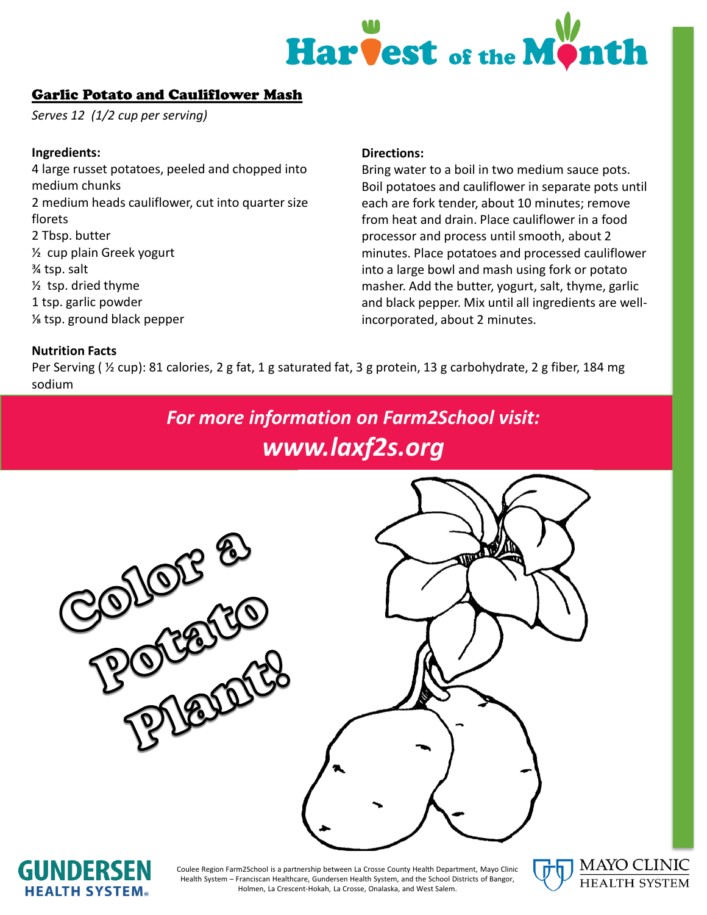# Harvest of the Month

## Garlic Potato and Cauliflower Mash

*Serves 12 (1/2 cup per serving)*

**Ingredients:**

4 large russet potatoes, peeled and chopped into medium chunks
2 medium heads cauliflower, cut into quarter size florets
2 Tbsp. butter
½ cup plain Greek yogurt
¾ tsp. salt
½ tsp. dried thyme
1 tsp. garlic powder
⅛ tsp. ground black pepper

**Directions:**

Bring water to a boil in two medium sauce pots. Boil potatoes and cauliflower in separate pots until each are fork tender, about 10 minutes; remove from heat and drain. Place cauliflower in a food processor and process until smooth, about 2 minutes. Place potatoes and processed cauliflower into a large bowl and mash using fork or potato masher. Add the butter, yogurt, salt, thyme, garlic and black pepper. Mix until all ingredients are well-incorporated, about 2 minutes.

**Nutrition Facts**

Per Serving ( ½ cup): 81 calories, 2 g fat, 1 g saturated fat, 3 g protein, 13 g carbohydrate, 2 g fiber, 184 mg sodium

*For more information on Farm2School visit:*
***www.laxf2s.org***

Color a Potato Plant!

GUNDERSEN HEALTH SYSTEM

Coulee Region Farm2School is a partnership between La Crosse County Health Department, Mayo Clinic Health System – Franciscan Healthcare, Gundersen Health System, and the School Districts of Bangor, Holmen, La Crescent-Hokah, La Crosse, Onalaska, and West Salem.

MAYO CLINIC HEALTH SYSTEM